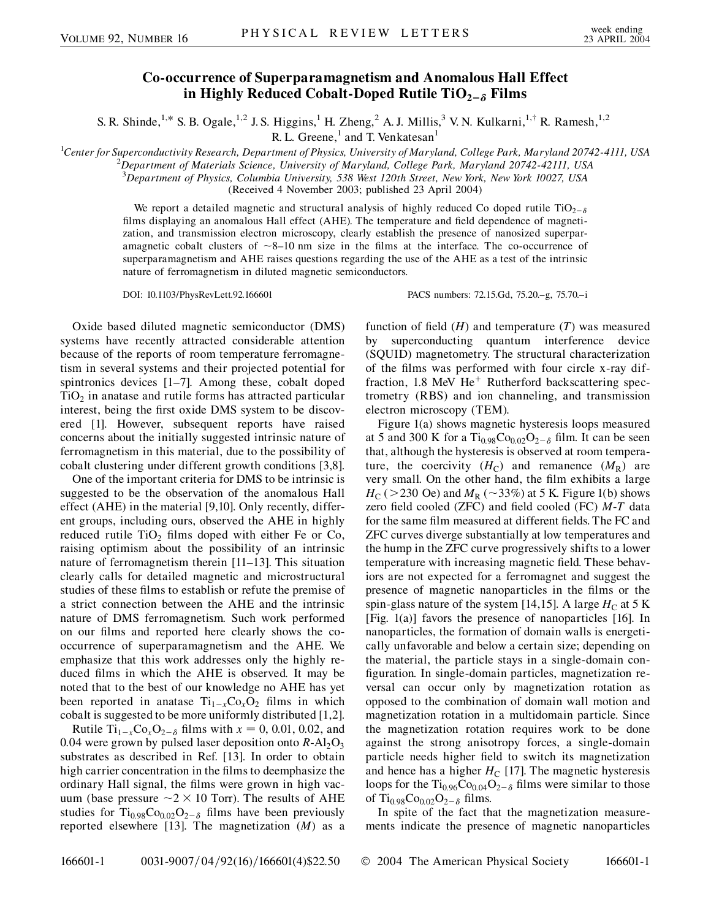# Co-occurrence of Superparamagnetism and Anomalous Hall Effect in Highly Reduced Cobalt-Doped Rutile $TiO_{2-\delta}$ Films

S. R. Shinde,[1,*] S. B. Ogale,[1,2] J. S. Higgins,[1] H. Zheng,[2] A. J. Millis,[3] V. N. Kulkarni,[1,†] R. Ramesh,[1,2] R. L. Greene,[1] and T. Venkatesan[1]

[1]*Center for Superconductivity Research, Department of Physics, University of Maryland, College Park, Maryland 20742-4111, USA*
[2]*Department of Materials Science, University of Maryland, College Park, Maryland 20742-42111, USA*
[3]*Department of Physics, Columbia University, 538 West 120th Street, New York, New York 10027, USA*

(Received 4 November 2003; published 23 April 2004)

We report a detailed magnetic and structural analysis of highly reduced Co doped rutile $TiO_{2-\delta}$ films displaying an anomalous Hall effect (AHE). The temperature and field dependence of magnetization, and transmission electron microscopy, clearly establish the presence of nanosized superparamagnetic cobalt clusters of ~8–10 nm size in the films at the interface. The co-occurrence of superparamagnetism and AHE raises questions regarding the use of the AHE as a test of the intrinsic nature of ferromagnetism in diluted magnetic semiconductors.

DOI: 10.1103/PhysRevLett.92.166601 PACS numbers: 72.15.Gd, 75.20.–g, 75.70.–i

Oxide based diluted magnetic semiconductor (DMS) systems have recently attracted considerable attention because of the reports of room temperature ferromagnetism in several systems and their projected potential for spintronics devices [1–7]. Among these, cobalt doped $TiO_2$ in anatase and rutile forms has attracted particular interest, being the first oxide DMS system to be discovered [1]. However, subsequent reports have raised concerns about the initially suggested intrinsic nature of ferromagnetism in this material, due to the possibility of cobalt clustering under different growth conditions [3,8].

One of the important criteria for DMS to be intrinsic is suggested to be the observation of the anomalous Hall effect (AHE) in the material [9,10]. Only recently, different groups, including ours, observed the AHE in highly reduced rutile $TiO_2$ films doped with either Fe or Co, raising optimism about the possibility of an intrinsic nature of ferromagnetism therein [11–13]. This situation clearly calls for detailed magnetic and microstructural studies of these films to establish or refute the premise of a strict connection between the AHE and the intrinsic nature of DMS ferromagnetism. Such work performed on our films and reported here clearly shows the co-occurrence of superparamagnetism and the AHE. We emphasize that this work addresses only the highly reduced films in which the AHE is observed. It may be noted that to the best of our knowledge no AHE has yet been reported in anatase $Ti_{1-x}Co_xO_2$ films in which cobalt is suggested to be more uniformly distributed [1,2].

Rutile $Ti_{1-x}Co_xO_{2-\delta}$ films with $x = 0$, 0.01, 0.02, and 0.04 were grown by pulsed laser deposition onto $R$-$Al_2O_3$ substrates as described in Ref. [13]. In order to obtain high carrier concentration in the films to deemphasize the ordinary Hall signal, the films were grown in high vacuum (base pressure ~2 × 10 Torr). The results of AHE studies for $Ti_{0.98}Co_{0.02}O_{2-\delta}$ films have been previously reported elsewhere [13]. The magnetization ($M$) as a function of field ($H$) and temperature ($T$) was measured by superconducting quantum interference device (SQUID) magnetometry. The structural characterization of the films was performed with four circle x-ray diffraction, 1.8 MeV $He^+$ Rutherford backscattering spectrometry (RBS) and ion channeling, and transmission electron microscopy (TEM).

Figure 1(a) shows magnetic hysteresis loops measured at 5 and 300 K for a $Ti_{0.98}Co_{0.02}O_{2-\delta}$ film. It can be seen that, although the hysteresis is observed at room temperature, the coercivity ($H_C$) and remanence ($M_R$) are very small. On the other hand, the film exhibits a large $H_C$ (>230 Oe) and $M_R$ (~33%) at 5 K. Figure 1(b) shows zero field cooled (ZFC) and field cooled (FC) $M$-$T$ data for the same film measured at different fields. The FC and ZFC curves diverge substantially at low temperatures and the hump in the ZFC curve progressively shifts to a lower temperature with increasing magnetic field. These behaviors are not expected for a ferromagnet and suggest the presence of magnetic nanoparticles in the films or the spin-glass nature of the system [14,15]. A large $H_C$ at 5 K [Fig. 1(a)] favors the presence of nanoparticles [16]. In nanoparticles, the formation of domain walls is energetically unfavorable and below a certain size; depending on the material, the particle stays in a single-domain configuration. In single-domain particles, magnetization reversal can occur only by magnetization rotation as opposed to the combination of domain wall motion and magnetization rotation in a multidomain particle. Since the magnetization rotation requires work to be done against the strong anisotropy forces, a single-domain particle needs higher field to switch its magnetization and hence has a higher $H_C$ [17]. The magnetic hysteresis loops for the $Ti_{0.96}Co_{0.04}O_{2-\delta}$ films were similar to those of $Ti_{0.98}Co_{0.02}O_{2-\delta}$ films.

In spite of the fact that the magnetization measurements indicate the presence of magnetic nanoparticles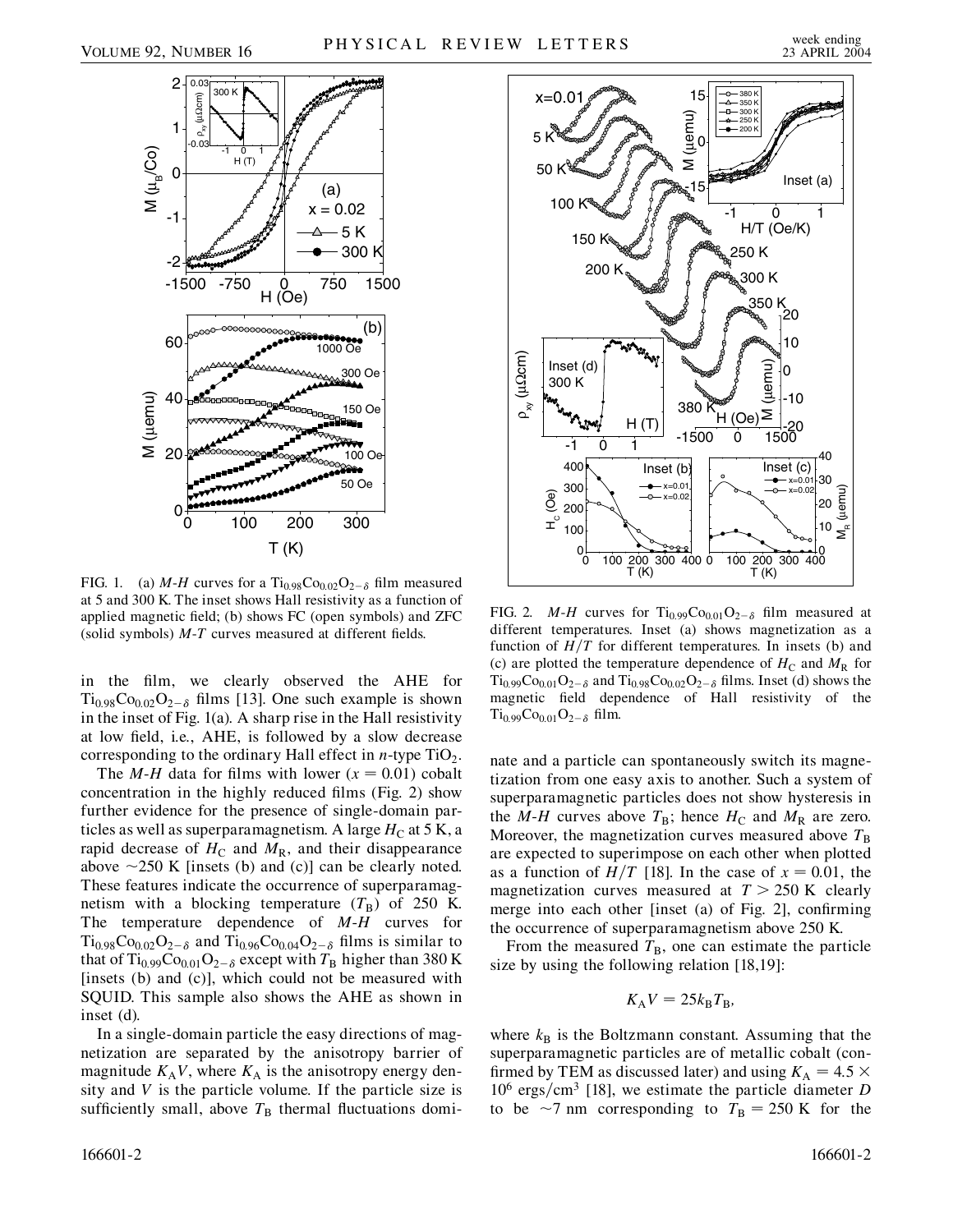FIG. 1. (a) *M-H* curves for a $Ti_{0.98}Co_{0.02}O_{2-\delta}$ film measured at 5 and 300 K. The inset shows Hall resistivity as a function of applied magnetic field; (b) shows FC (open symbols) and ZFC (solid symbols) *M-T* curves measured at different fields.

in the film, we clearly observed the AHE for $Ti_{0.98}Co_{0.02}O_{2-\delta}$ films [13]. One such example is shown in the inset of Fig. 1(a). A sharp rise in the Hall resistivity at low field, i.e., AHE, is followed by a slow decrease corresponding to the ordinary Hall effect in *n*-type $TiO_2$.

The *M-H* data for films with lower ($x = 0.01$) cobalt concentration in the highly reduced films (Fig. 2) show further evidence for the presence of single-domain particles as well as superparamagnetism. A large $H_C$ at 5 K, a rapid decrease of $H_C$ and $M_R$, and their disappearance above ~250 K [insets (b) and (c)] can be clearly noted. These features indicate the occurrence of superparamagnetism with a blocking temperature ($T_B$) of 250 K. The temperature dependence of *M-H* curves for $Ti_{0.98}Co_{0.02}O_{2-\delta}$ and $Ti_{0.96}Co_{0.04}O_{2-\delta}$ films is similar to that of $Ti_{0.99}Co_{0.01}O_{2-\delta}$ except with $T_B$ higher than 380 K [insets (b) and (c)], which could not be measured with SQUID. This sample also shows the AHE as shown in inset (d).

In a single-domain particle the easy directions of magnetization are separated by the anisotropy barrier of magnitude $K_A V$, where $K_A$ is the anisotropy energy density and $V$ is the particle volume. If the particle size is sufficiently small, above $T_B$ thermal fluctuations dominate and a particle can spontaneously switch its magnetization from one easy axis to another. Such a system of superparamagnetic particles does not show hysteresis in the *M-H* curves above $T_B$; hence $H_C$ and $M_R$ are zero. Moreover, the magnetization curves measured above $T_B$ are expected to superimpose on each other when plotted as a function of $H/T$ [18]. In the case of $x = 0.01$, the magnetization curves measured at $T > 250$ K clearly merge into each other [inset (a) of Fig. 2], confirming the occurrence of superparamagnetism above 250 K.

FIG. 2. *M-H* curves for $Ti_{0.99}Co_{0.01}O_{2-\delta}$ film measured at different temperatures. Inset (a) shows magnetization as a function of $H/T$ for different temperatures. In insets (b) and (c) are plotted the temperature dependence of $H_C$ and $M_R$ for $Ti_{0.99}Co_{0.01}O_{2-\delta}$ and $Ti_{0.98}Co_{0.02}O_{2-\delta}$ films. Inset (d) shows the magnetic field dependence of Hall resistivity of the $Ti_{0.99}Co_{0.01}O_{2-\delta}$ film.

From the measured $T_B$, one can estimate the particle size by using the following relation [18,19]:

$$K_A V = 25 k_B T_B,$$

where $k_B$ is the Boltzmann constant. Assuming that the superparamagnetic particles are of metallic cobalt (confirmed by TEM as discussed later) and using $K_A = 4.5 \times 10^6$ ergs/cm$^3$ [18], we estimate the particle diameter $D$ to be ~7 nm corresponding to $T_B = 250$ K for the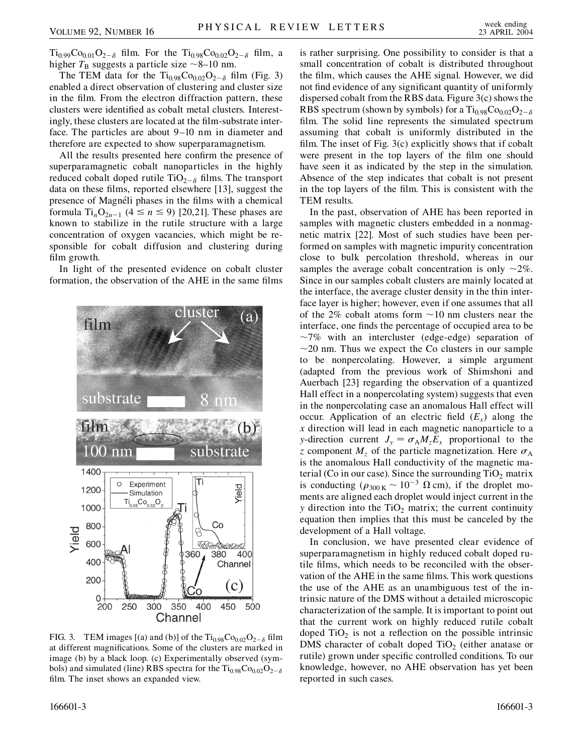$Ti_{0.99}Co_{0.01}O_{2-\delta}$ film. For the $Ti_{0.98}Co_{0.02}O_{2-\delta}$ film, a higher $T_B$ suggests a particle size ~8–10 nm.

The TEM data for the $Ti_{0.98}Co_{0.02}O_{2-\delta}$ film (Fig. 3) enabled a direct observation of clustering and cluster size in the film. From the electron diffraction pattern, these clusters were identified as cobalt metal clusters. Interestingly, these clusters are located at the film-substrate interface. The particles are about 9–10 nm in diameter and therefore are expected to show superparamagnetism.

All the results presented here confirm the presence of superparamagnetic cobalt nanoparticles in the highly reduced cobalt doped rutile $TiO_{2-\delta}$ films. The transport data on these films, reported elsewhere [13], suggest the presence of Magnéli phases in the films with a chemical formula $Ti_nO_{2n-1}$ ($4 \leq n \leq 9$) [20,21]. These phases are known to stabilize in the rutile structure with a large concentration of oxygen vacancies, which might be responsible for cobalt diffusion and clustering during film growth.

In light of the presented evidence on cobalt cluster formation, the observation of the AHE in the same films is rather surprising. One possibility to consider is that a small concentration of cobalt is distributed throughout the film, which causes the AHE signal. However, we did not find evidence of any significant quantity of uniformly dispersed cobalt from the RBS data. Figure 3(c) shows the RBS spectrum (shown by symbols) for a $Ti_{0.98}Co_{0.02}O_{2-\delta}$ film. The solid line represents the simulated spectrum assuming that cobalt is uniformly distributed in the film. The inset of Fig. 3(c) explicitly shows that if cobalt were present in the top layers of the film one should have seen it as indicated by the step in the simulation. Absence of the step indicates that cobalt is not present in the top layers of the film. This is consistent with the TEM results.

FIG. 3. TEM images [(a) and (b)] of the $Ti_{0.98}Co_{0.02}O_{2-\delta}$ film at different magnifications. Some of the clusters are marked in image (b) by a black loop. (c) Experimentally observed (symbols) and simulated (line) RBS spectra for the $Ti_{0.98}Co_{0.02}O_{2-\delta}$ film. The inset shows an expanded view.

In the past, observation of AHE has been reported in samples with magnetic clusters embedded in a nonmagnetic matrix [22]. Most of such studies have been performed on samples with magnetic impurity concentration close to bulk percolation threshold, whereas in our samples the average cobalt concentration is only ~2%. Since in our samples cobalt clusters are mainly located at the interface, the average cluster density in the thin interface layer is higher; however, even if one assumes that all of the 2% cobalt atoms form ~10 nm clusters near the interface, one finds the percentage of occupied area to be ~7% with an intercluster (edge-edge) separation of ~20 nm. Thus we expect the Co clusters in our sample to be nonpercolating. However, a simple argument (adapted from the previous work of Shimshoni and Auerbach [23] regarding the observation of a quantized Hall effect in a nonpercolating system) suggests that even in the nonpercolating case an anomalous Hall effect will occur. Application of an electric field ($E_x$) along the $x$ direction will lead in each magnetic nanoparticle to a $y$-direction current $J_y = \sigma_A M_z E_x$ proportional to the $z$ component $M_z$ of the particle magnetization. Here $\sigma_A$ is the anomalous Hall conductivity of the magnetic material (Co in our case). Since the surrounding $TiO_2$ matrix is conducting ($\rho_{300\,K} \sim 10^{-3}\ \Omega\,cm$), if the droplet moments are aligned each droplet would inject current in the $y$ direction into the $TiO_2$ matrix; the current continuity equation then implies that this must be canceled by the development of a Hall voltage.

In conclusion, we have presented clear evidence of superparamagnetism in highly reduced cobalt doped rutile films, which needs to be reconciled with the observation of the AHE in the same films. This work questions the use of the AHE as an unambiguous test of the intrinsic nature of the DMS without a detailed microscopic characterization of the sample. It is important to point out that the current work on highly reduced rutile cobalt doped $TiO_2$ is not a reflection on the possible intrinsic DMS character of cobalt doped $TiO_2$ (either anatase or rutile) grown under specific controlled conditions. To our knowledge, however, no AHE observation has yet been reported in such cases.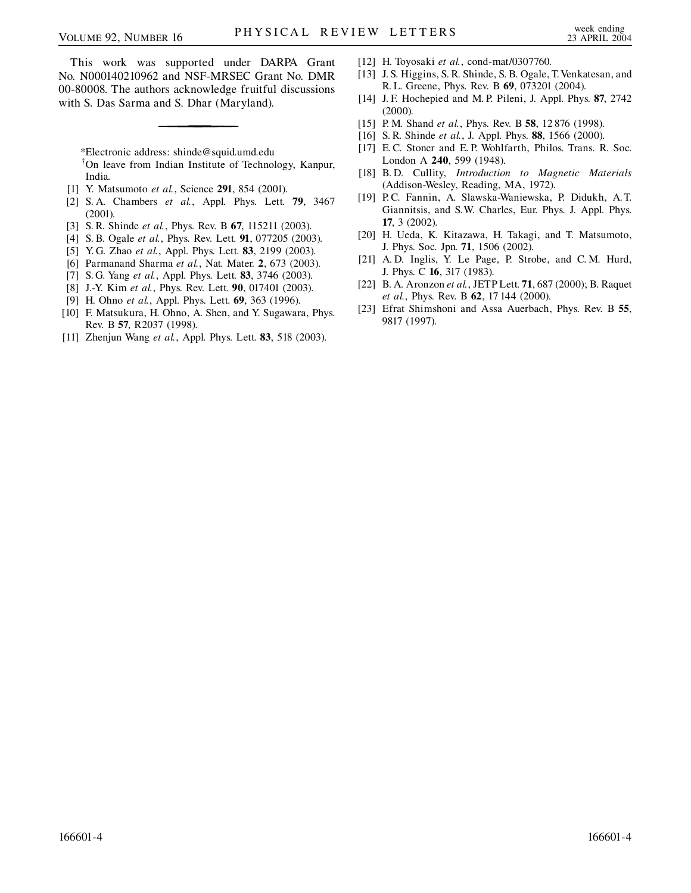This work was supported under DARPA Grant No. N000140210962 and NSF-MRSEC Grant No. DMR 00-80008. The authors acknowledge fruitful discussions with S. Das Sarma and S. Dhar (Maryland).

---

*Electronic address: shinde@squid.umd.edu

†On leave from Indian Institute of Technology, Kanpur, India.

[1] Y. Matsumoto *et al.*, Science **291**, 854 (2001).

[2] S. A. Chambers *et al.*, Appl. Phys. Lett. **79**, 3467 (2001).

[3] S. R. Shinde *et al.*, Phys. Rev. B **67**, 115211 (2003).

[4] S. B. Ogale *et al.*, Phys. Rev. Lett. **91**, 077205 (2003).

[5] Y. G. Zhao *et al.*, Appl. Phys. Lett. **83**, 2199 (2003).

[6] Parmanand Sharma *et al.*, Nat. Mater. **2**, 673 (2003).

[7] S. G. Yang *et al.*, Appl. Phys. Lett. **83**, 3746 (2003).

[8] J.-Y. Kim *et al.*, Phys. Rev. Lett. **90**, 017401 (2003).

[9] H. Ohno *et al.*, Appl. Phys. Lett. **69**, 363 (1996).

[10] F. Matsukura, H. Ohno, A. Shen, and Y. Sugawara, Phys. Rev. B **57**, R2037 (1998).

[11] Zhenjun Wang *et al.*, Appl. Phys. Lett. **83**, 518 (2003).

[12] H. Toyosaki *et al.*, cond-mat/0307760.

[13] J. S. Higgins, S. R. Shinde, S. B. Ogale, T. Venkatesan, and R. L. Greene, Phys. Rev. B **69**, 073201 (2004).

[14] J. F. Hochepied and M. P. Pileni, J. Appl. Phys. **87**, 2742 (2000).

[15] P. M. Shand *et al.*, Phys. Rev. B **58**, 12 876 (1998).

[16] S. R. Shinde *et al.*, J. Appl. Phys. **88**, 1566 (2000).

[17] E. C. Stoner and E. P. Wohlfarth, Philos. Trans. R. Soc. London A **240**, 599 (1948).

[18] B. D. Cullity, *Introduction to Magnetic Materials* (Addison-Wesley, Reading, MA, 1972).

[19] P. C. Fannin, A. Slawska-Waniewska, P. Didukh, A. T. Giannitsis, and S. W. Charles, Eur. Phys. J. Appl. Phys. **17**, 3 (2002).

[20] H. Ueda, K. Kitazawa, H. Takagi, and T. Matsumoto, J. Phys. Soc. Jpn. **71**, 1506 (2002).

[21] A. D. Inglis, Y. Le Page, P. Strobe, and C. M. Hurd, J. Phys. C **16**, 317 (1983).

[22] B. A. Aronzon *et al.*, JETP Lett. **71**, 687 (2000); B. Raquet *et al.*, Phys. Rev. B **62**, 17 144 (2000).

[23] Efrat Shimshoni and Assa Auerbach, Phys. Rev. B **55**, 9817 (1997).